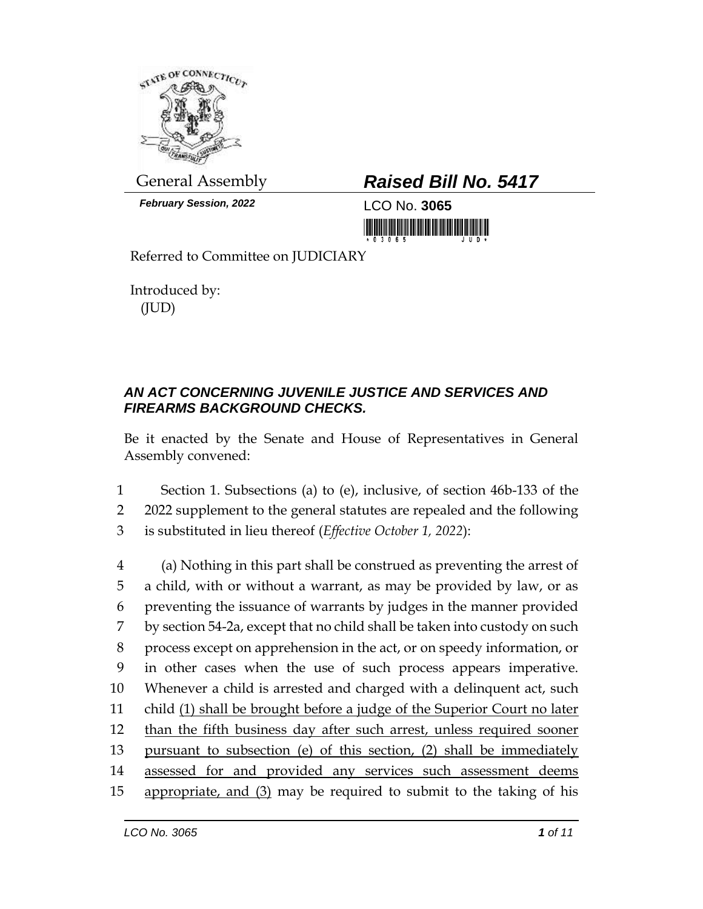General Assembly

*February Session, 2022*

# *Raised Bill No. 5417*

LCO No. **3065**

Referred to Committee on JUDICIARY

Introduced by:
(JUD)

## *AN ACT CONCERNING JUVENILE JUSTICE AND SERVICES AND FIREARMS BACKGROUND CHECKS.*

Be it enacted by the Senate and House of Representatives in General Assembly convened:

1 Section 1. Subsections (a) to (e), inclusive, of section 46b-133 of the
2 2022 supplement to the general statutes are repealed and the following
3 is substituted in lieu thereof (*Effective October 1, 2022*):

4 (a) Nothing in this part shall be construed as preventing the arrest of
5 a child, with or without a warrant, as may be provided by law, or as
6 preventing the issuance of warrants by judges in the manner provided
7 by section 54-2a, except that no child shall be taken into custody on such
8 process except on apprehension in the act, or on speedy information, or
9 in other cases when the use of such process appears imperative.
10 Whenever a child is arrested and charged with a delinquent act, such
11 child <u>(1) shall be brought before a judge of the Superior Court no later</u>
12 <u>than the fifth business day after such arrest, unless required sooner</u>
13 <u>pursuant to subsection (e) of this section, (2) shall be immediately</u>
14 <u>assessed for and provided any services such assessment deems</u>
15 <u>appropriate, and (3)</u> may be required to submit to the taking of his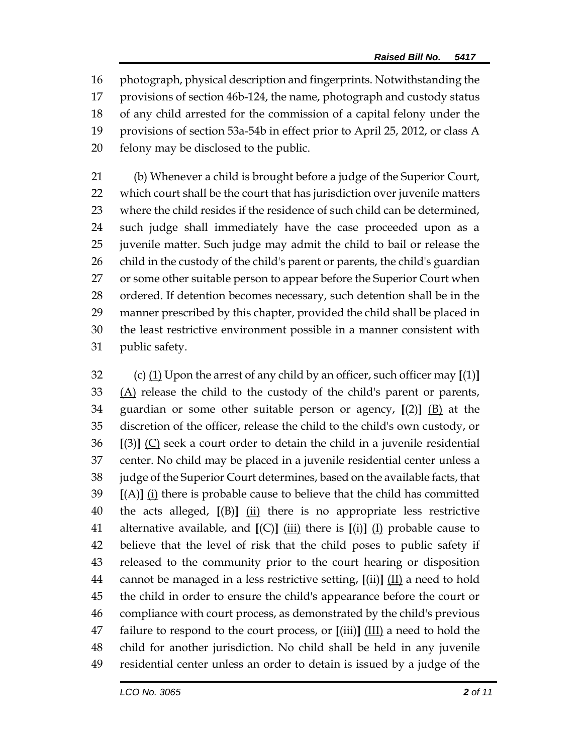photograph, physical description and fingerprints. Notwithstanding the provisions of section 46b-124, the name, photograph and custody status of any child arrested for the commission of a capital felony under the provisions of section 53a-54b in effect prior to April 25, 2012, or class A felony may be disclosed to the public.

(b) Whenever a child is brought before a judge of the Superior Court, which court shall be the court that has jurisdiction over juvenile matters where the child resides if the residence of such child can be determined, such judge shall immediately have the case proceeded upon as a juvenile matter. Such judge may admit the child to bail or release the child in the custody of the child's parent or parents, the child's guardian or some other suitable person to appear before the Superior Court when ordered. If detention becomes necessary, such detention shall be in the manner prescribed by this chapter, provided the child shall be placed in the least restrictive environment possible in a manner consistent with public safety.

(c) <u>(1)</u> Upon the arrest of any child by an officer, such officer may **[**(1)**]** <u>(A)</u> release the child to the custody of the child's parent or parents, guardian or some other suitable person or agency, **[**(2)**]** <u>(B)</u> at the discretion of the officer, release the child to the child's own custody, or **[**(3)**]** <u>(C)</u> seek a court order to detain the child in a juvenile residential center. No child may be placed in a juvenile residential center unless a judge of the Superior Court determines, based on the available facts, that **[**(A)**]** <u>(i)</u> there is probable cause to believe that the child has committed the acts alleged, **[**(B)**]** <u>(ii)</u> there is no appropriate less restrictive alternative available, and **[**(C)**]** <u>(iii)</u> there is **[**(i)**]** <u>(I)</u> probable cause to believe that the level of risk that the child poses to public safety if released to the community prior to the court hearing or disposition cannot be managed in a less restrictive setting, **[**(ii)**]** <u>(II)</u> a need to hold the child in order to ensure the child's appearance before the court or compliance with court process, as demonstrated by the child's previous failure to respond to the court process, or **[**(iii)**]** <u>(III)</u> a need to hold the child for another jurisdiction. No child shall be held in any juvenile residential center unless an order to detain is issued by a judge of the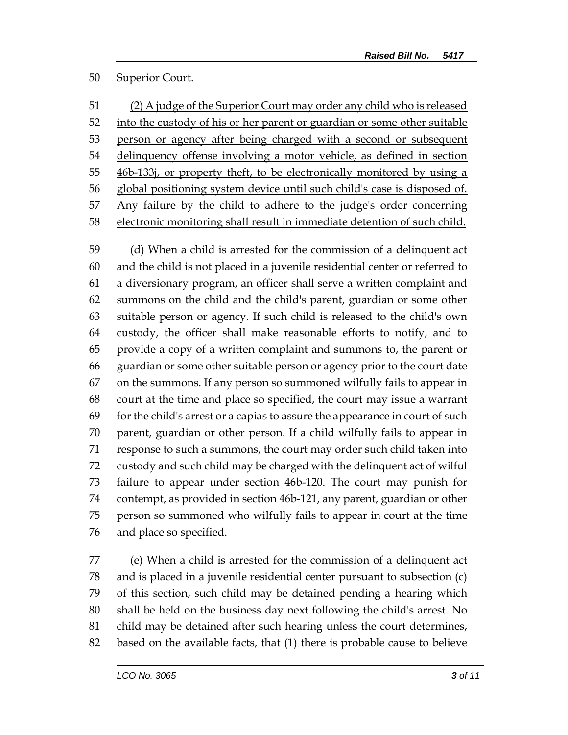Superior Court.

(2) A judge of the Superior Court may order any child who is released into the custody of his or her parent or guardian or some other suitable person or agency after being charged with a second or subsequent delinquency offense involving a motor vehicle, as defined in section 46b-133j, or property theft, to be electronically monitored by using a global positioning system device until such child's case is disposed of. Any failure by the child to adhere to the judge's order concerning electronic monitoring shall result in immediate detention of such child.

(d) When a child is arrested for the commission of a delinquent act and the child is not placed in a juvenile residential center or referred to a diversionary program, an officer shall serve a written complaint and summons on the child and the child's parent, guardian or some other suitable person or agency. If such child is released to the child's own custody, the officer shall make reasonable efforts to notify, and to provide a copy of a written complaint and summons to, the parent or guardian or some other suitable person or agency prior to the court date on the summons. If any person so summoned wilfully fails to appear in court at the time and place so specified, the court may issue a warrant for the child's arrest or a capias to assure the appearance in court of such parent, guardian or other person. If a child wilfully fails to appear in response to such a summons, the court may order such child taken into custody and such child may be charged with the delinquent act of wilful failure to appear under section 46b-120. The court may punish for contempt, as provided in section 46b-121, any parent, guardian or other person so summoned who wilfully fails to appear in court at the time and place so specified.

(e) When a child is arrested for the commission of a delinquent act and is placed in a juvenile residential center pursuant to subsection (c) of this section, such child may be detained pending a hearing which shall be held on the business day next following the child's arrest. No child may be detained after such hearing unless the court determines, based on the available facts, that (1) there is probable cause to believe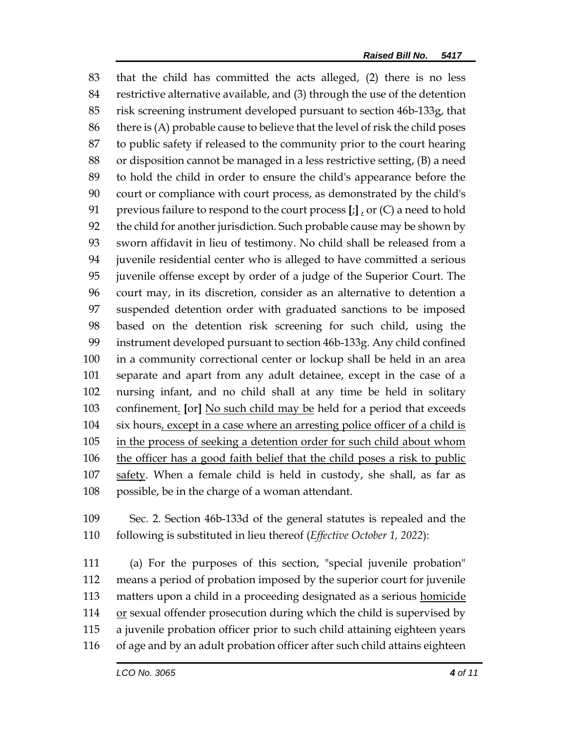83 that the child has committed the acts alleged, (2) there is no less
84 restrictive alternative available, and (3) through the use of the detention
85 risk screening instrument developed pursuant to section 46b-133g, that
86 there is (A) probable cause to believe that the level of risk the child poses
87 to public safety if released to the community prior to the court hearing
88 or disposition cannot be managed in a less restrictive setting, (B) a need
89 to hold the child in order to ensure the child's appearance before the
90 court or compliance with court process, as demonstrated by the child's
91 previous failure to respond to the court process **[**;**]** <u>,</u> or (C) a need to hold
92 the child for another jurisdiction. Such probable cause may be shown by
93 sworn affidavit in lieu of testimony. No child shall be released from a
94 juvenile residential center who is alleged to have committed a serious
95 juvenile offense except by order of a judge of the Superior Court. The
96 court may, in its discretion, consider as an alternative to detention a
97 suspended detention order with graduated sanctions to be imposed
98 based on the detention risk screening for such child, using the
99 instrument developed pursuant to section 46b-133g. Any child confined
100 in a community correctional center or lockup shall be held in an area
101 separate and apart from any adult detainee, except in the case of a
102 nursing infant, and no child shall at any time be held in solitary
103 confinement<u>.</u> **[**or**]** <u>No such child may be</u> held for a period that exceeds
104 six hours<u>, except in a case where an arresting police officer of a child is</u>
105 <u>in the process of seeking a detention order for such child about whom</u>
106 <u>the officer has a good faith belief that the child poses a risk to public</u>
107 <u>safety</u>. When a female child is held in custody, she shall, as far as
108 possible, be in the charge of a woman attendant.

109 Sec. 2. Section 46b-133d of the general statutes is repealed and the
110 following is substituted in lieu thereof (*Effective October 1, 2022*):

111 (a) For the purposes of this section, "special juvenile probation"
112 means a period of probation imposed by the superior court for juvenile
113 matters upon a child in a proceeding designated as a serious <u>homicide</u>
114 <u>or</u> sexual offender prosecution during which the child is supervised by
115 a juvenile probation officer prior to such child attaining eighteen years
116 of age and by an adult probation officer after such child attains eighteen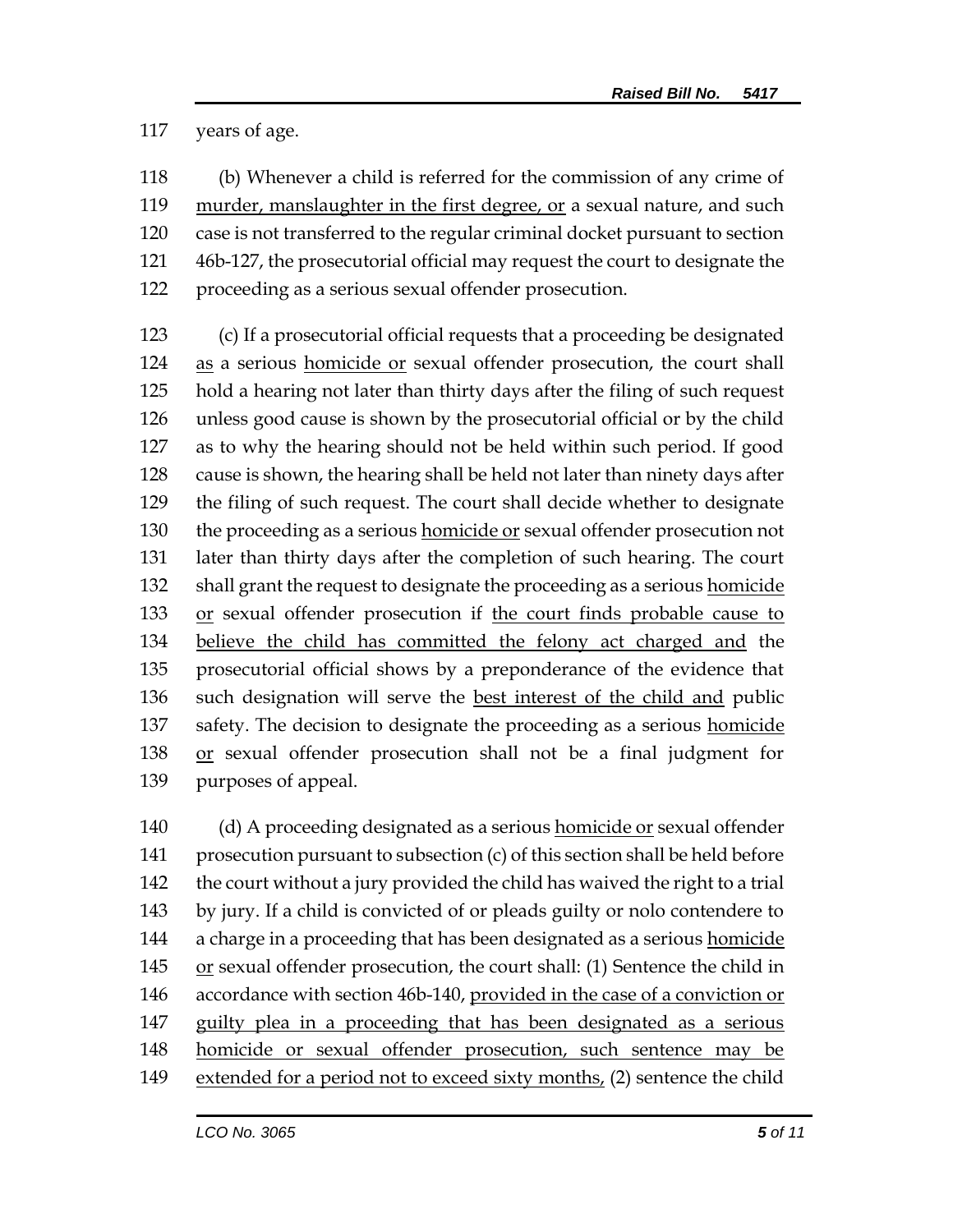117 years of age.

118 (b) Whenever a child is referred for the commission of any crime of
119 <u>murder, manslaughter in the first degree, or</u> a sexual nature, and such
120 case is not transferred to the regular criminal docket pursuant to section
121 46b-127, the prosecutorial official may request the court to designate the
122 proceeding as a serious sexual offender prosecution.

123 (c) If a prosecutorial official requests that a proceeding be designated
124 <u>as</u> a serious <u>homicide or</u> sexual offender prosecution, the court shall
125 hold a hearing not later than thirty days after the filing of such request
126 unless good cause is shown by the prosecutorial official or by the child
127 as to why the hearing should not be held within such period. If good
128 cause is shown, the hearing shall be held not later than ninety days after
129 the filing of such request. The court shall decide whether to designate
130 the proceeding as a serious <u>homicide or</u> sexual offender prosecution not
131 later than thirty days after the completion of such hearing. The court
132 shall grant the request to designate the proceeding as a serious <u>homicide</u>
133 <u>or</u> sexual offender prosecution if <u>the court finds probable cause to</u>
134 <u>believe the child has committed the felony act charged and</u> the
135 prosecutorial official shows by a preponderance of the evidence that
136 such designation will serve the <u>best interest of the child and</u> public
137 safety. The decision to designate the proceeding as a serious <u>homicide</u>
138 <u>or</u> sexual offender prosecution shall not be a final judgment for
139 purposes of appeal.

140 (d) A proceeding designated as a serious <u>homicide or</u> sexual offender
141 prosecution pursuant to subsection (c) of this section shall be held before
142 the court without a jury provided the child has waived the right to a trial
143 by jury. If a child is convicted of or pleads guilty or nolo contendere to
144 a charge in a proceeding that has been designated as a serious <u>homicide</u>
145 <u>or</u> sexual offender prosecution, the court shall: (1) Sentence the child in
146 accordance with section 46b-140, <u>provided in the case of a conviction or</u>
147 <u>guilty plea in a proceeding that has been designated as a serious</u>
148 <u>homicide or sexual offender prosecution, such sentence may be</u>
149 <u>extended for a period not to exceed sixty months,</u> (2) sentence the child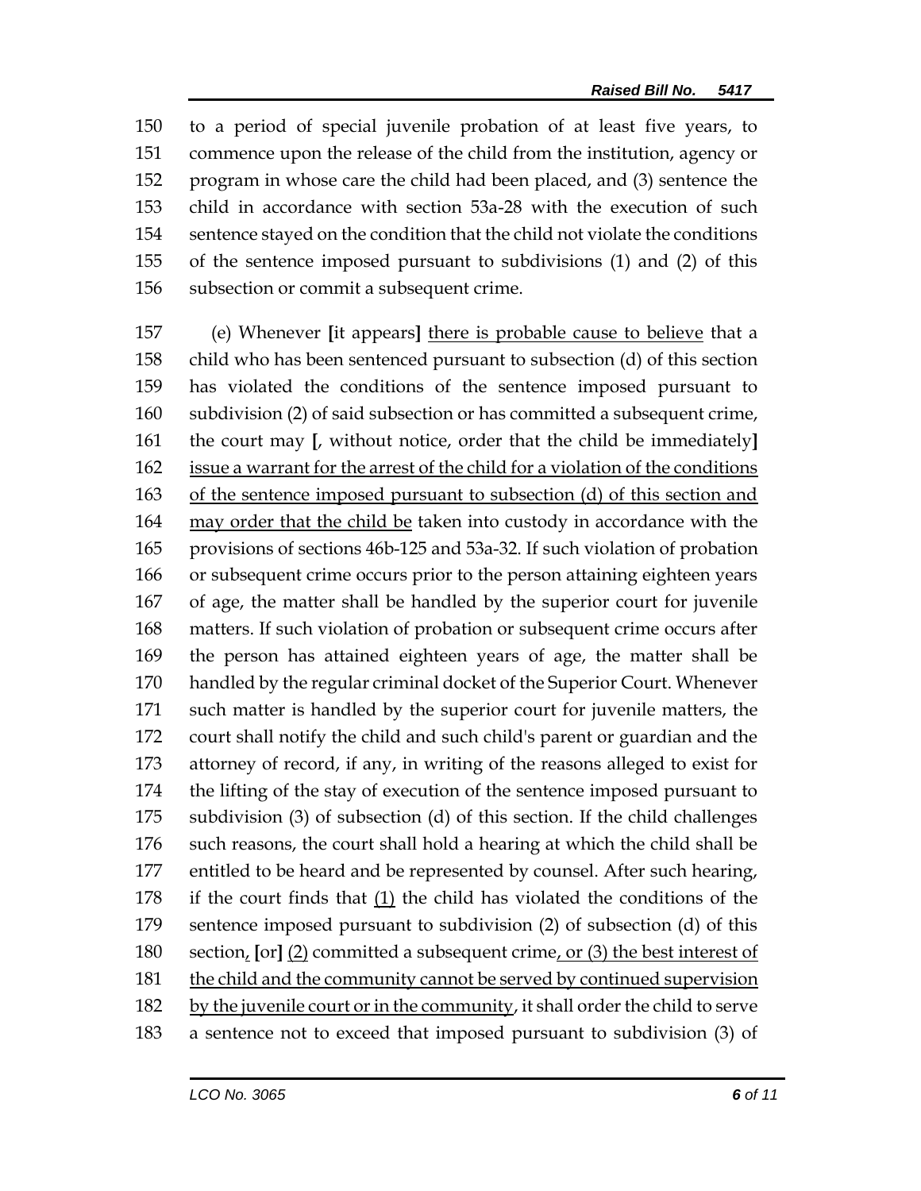to a period of special juvenile probation of at least five years, to commence upon the release of the child from the institution, agency or program in whose care the child had been placed, and (3) sentence the child in accordance with section 53a-28 with the execution of such sentence stayed on the condition that the child not violate the conditions of the sentence imposed pursuant to subdivisions (1) and (2) of this subsection or commit a subsequent crime.

(e) Whenever [it appears] <u>there is probable cause to believe</u> that a child who has been sentenced pursuant to subsection (d) of this section has violated the conditions of the sentence imposed pursuant to subdivision (2) of said subsection or has committed a subsequent crime, the court may [, without notice, order that the child be immediately] <u>issue a warrant for the arrest of the child for a violation of the conditions of the sentence imposed pursuant to subsection (d) of this section and may order that the child be</u> taken into custody in accordance with the provisions of sections 46b-125 and 53a-32. If such violation of probation or subsequent crime occurs prior to the person attaining eighteen years of age, the matter shall be handled by the superior court for juvenile matters. If such violation of probation or subsequent crime occurs after the person has attained eighteen years of age, the matter shall be handled by the regular criminal docket of the Superior Court. Whenever such matter is handled by the superior court for juvenile matters, the court shall notify the child and such child's parent or guardian and the attorney of record, if any, in writing of the reasons alleged to exist for the lifting of the stay of execution of the sentence imposed pursuant to subdivision (3) of subsection (d) of this section. If the child challenges such reasons, the court shall hold a hearing at which the child shall be entitled to be heard and be represented by counsel. After such hearing, if the court finds that <u>(1)</u> the child has violated the conditions of the sentence imposed pursuant to subdivision (2) of subsection (d) of this section<u>,</u> [or] <u>(2)</u> committed a subsequent crime<u>, or (3) the best interest of the child and the community cannot be served by continued supervision by the juvenile court or in the community</u>, it shall order the child to serve a sentence not to exceed that imposed pursuant to subdivision (3) of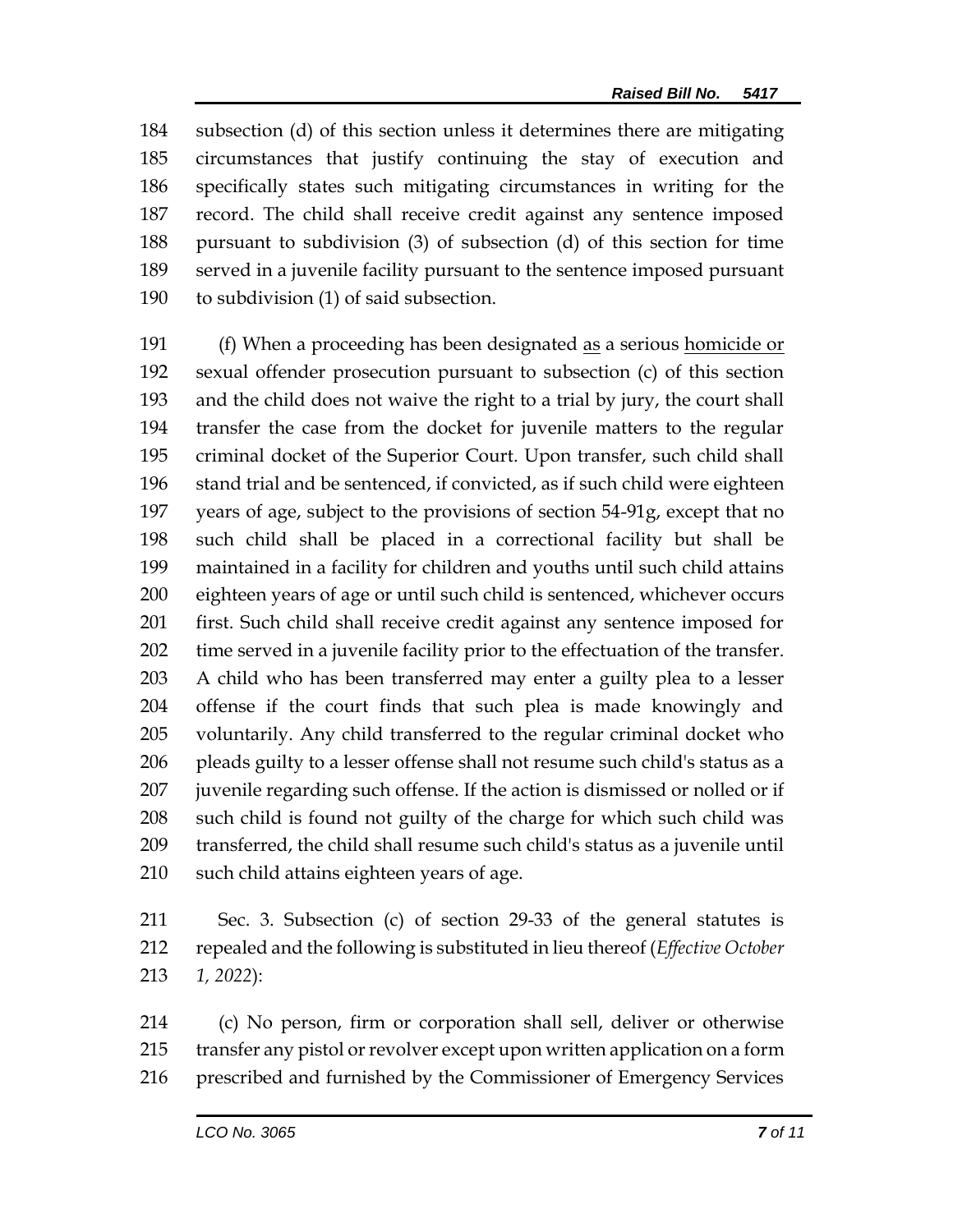subsection (d) of this section unless it determines there are mitigating circumstances that justify continuing the stay of execution and specifically states such mitigating circumstances in writing for the record. The child shall receive credit against any sentence imposed pursuant to subdivision (3) of subsection (d) of this section for time served in a juvenile facility pursuant to the sentence imposed pursuant to subdivision (1) of said subsection.

(f) When a proceeding has been designated <u>as</u> a serious <u>homicide or</u> sexual offender prosecution pursuant to subsection (c) of this section and the child does not waive the right to a trial by jury, the court shall transfer the case from the docket for juvenile matters to the regular criminal docket of the Superior Court. Upon transfer, such child shall stand trial and be sentenced, if convicted, as if such child were eighteen years of age, subject to the provisions of section 54-91g, except that no such child shall be placed in a correctional facility but shall be maintained in a facility for children and youths until such child attains eighteen years of age or until such child is sentenced, whichever occurs first. Such child shall receive credit against any sentence imposed for time served in a juvenile facility prior to the effectuation of the transfer. A child who has been transferred may enter a guilty plea to a lesser offense if the court finds that such plea is made knowingly and voluntarily. Any child transferred to the regular criminal docket who pleads guilty to a lesser offense shall not resume such child's status as a juvenile regarding such offense. If the action is dismissed or nolled or if such child is found not guilty of the charge for which such child was transferred, the child shall resume such child's status as a juvenile until such child attains eighteen years of age.

Sec. 3. Subsection (c) of section 29-33 of the general statutes is repealed and the following is substituted in lieu thereof (*Effective October 1, 2022*):

(c) No person, firm or corporation shall sell, deliver or otherwise transfer any pistol or revolver except upon written application on a form prescribed and furnished by the Commissioner of Emergency Services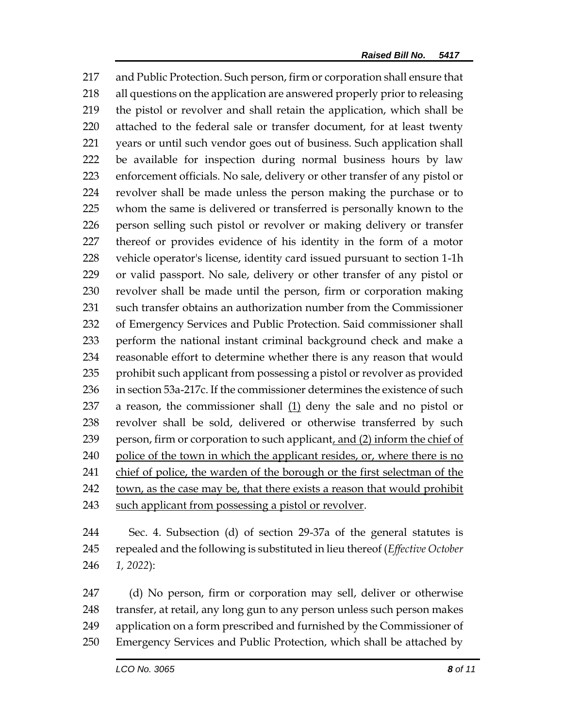217 and Public Protection. Such person, firm or corporation shall ensure that
218 all questions on the application are answered properly prior to releasing
219 the pistol or revolver and shall retain the application, which shall be
220 attached to the federal sale or transfer document, for at least twenty
221 years or until such vendor goes out of business. Such application shall
222 be available for inspection during normal business hours by law
223 enforcement officials. No sale, delivery or other transfer of any pistol or
224 revolver shall be made unless the person making the purchase or to
225 whom the same is delivered or transferred is personally known to the
226 person selling such pistol or revolver or making delivery or transfer
227 thereof or provides evidence of his identity in the form of a motor
228 vehicle operator's license, identity card issued pursuant to section 1-1h
229 or valid passport. No sale, delivery or other transfer of any pistol or
230 revolver shall be made until the person, firm or corporation making
231 such transfer obtains an authorization number from the Commissioner
232 of Emergency Services and Public Protection. Said commissioner shall
233 perform the national instant criminal background check and make a
234 reasonable effort to determine whether there is any reason that would
235 prohibit such applicant from possessing a pistol or revolver as provided
236 in section 53a-217c. If the commissioner determines the existence of such
237 a reason, the commissioner shall <u>(1)</u> deny the sale and no pistol or
238 revolver shall be sold, delivered or otherwise transferred by such
239 person, firm or corporation to such applicant<u>, and (2) inform the chief of</u>
240 <u>police of the town in which the applicant resides, or, where there is no</u>
241 <u>chief of police, the warden of the borough or the first selectman of the</u>
242 <u>town, as the case may be, that there exists a reason that would prohibit</u>
243 <u>such applicant from possessing a pistol or revolver</u>.

244 Sec. 4. Subsection (d) of section 29-37a of the general statutes is
245 repealed and the following is substituted in lieu thereof (*Effective October*
246 *1, 2022*):

247 (d) No person, firm or corporation may sell, deliver or otherwise
248 transfer, at retail, any long gun to any person unless such person makes
249 application on a form prescribed and furnished by the Commissioner of
250 Emergency Services and Public Protection, which shall be attached by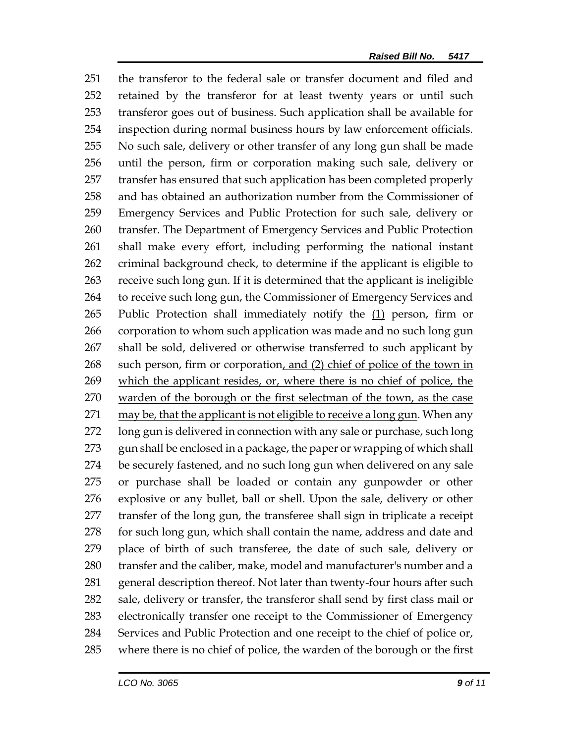the transferor to the federal sale or transfer document and filed and retained by the transferor for at least twenty years or until such transferor goes out of business. Such application shall be available for inspection during normal business hours by law enforcement officials. No such sale, delivery or other transfer of any long gun shall be made until the person, firm or corporation making such sale, delivery or transfer has ensured that such application has been completed properly and has obtained an authorization number from the Commissioner of Emergency Services and Public Protection for such sale, delivery or transfer. The Department of Emergency Services and Public Protection shall make every effort, including performing the national instant criminal background check, to determine if the applicant is eligible to receive such long gun. If it is determined that the applicant is ineligible to receive such long gun, the Commissioner of Emergency Services and Public Protection shall immediately notify the <u>(1)</u> person, firm or corporation to whom such application was made and no such long gun shall be sold, delivered or otherwise transferred to such applicant by such person, firm or corporation<u>, and (2) chief of police of the town in which the applicant resides, or, where there is no chief of police, the warden of the borough or the first selectman of the town, as the case may be, that the applicant is not eligible to receive a long gun</u>. When any long gun is delivered in connection with any sale or purchase, such long gun shall be enclosed in a package, the paper or wrapping of which shall be securely fastened, and no such long gun when delivered on any sale or purchase shall be loaded or contain any gunpowder or other explosive or any bullet, ball or shell. Upon the sale, delivery or other transfer of the long gun, the transferee shall sign in triplicate a receipt for such long gun, which shall contain the name, address and date and place of birth of such transferee, the date of such sale, delivery or transfer and the caliber, make, model and manufacturer's number and a general description thereof. Not later than twenty-four hours after such sale, delivery or transfer, the transferor shall send by first class mail or electronically transfer one receipt to the Commissioner of Emergency Services and Public Protection and one receipt to the chief of police or, where there is no chief of police, the warden of the borough or the first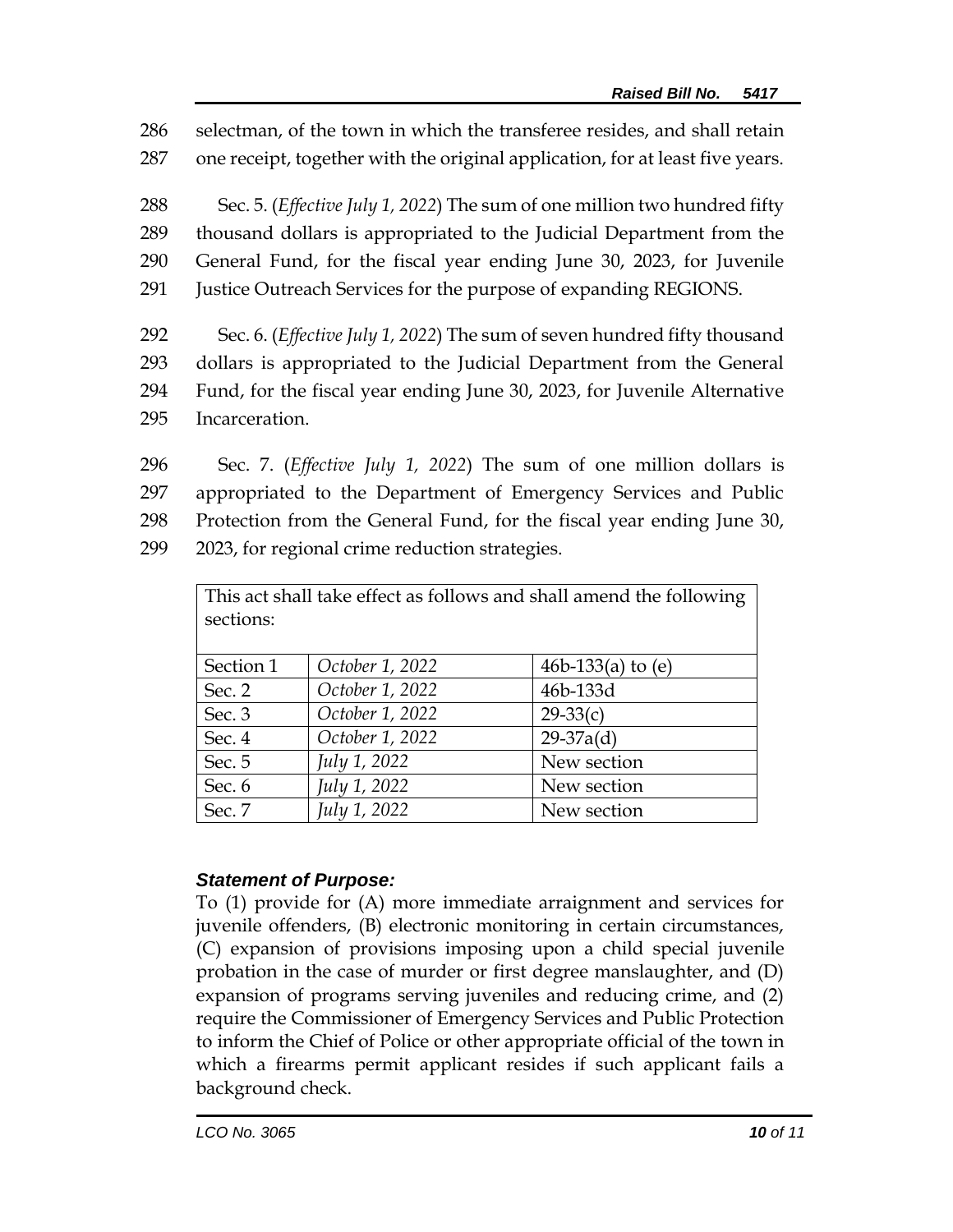286 selectman, of the town in which the transferee resides, and shall retain
287 one receipt, together with the original application, for at least five years.

288 Sec. 5. (*Effective July 1, 2022*) The sum of one million two hundred fifty
289 thousand dollars is appropriated to the Judicial Department from the
290 General Fund, for the fiscal year ending June 30, 2023, for Juvenile
291 Justice Outreach Services for the purpose of expanding REGIONS.

292 Sec. 6. (*Effective July 1, 2022*) The sum of seven hundred fifty thousand
293 dollars is appropriated to the Judicial Department from the General
294 Fund, for the fiscal year ending June 30, 2023, for Juvenile Alternative
295 Incarceration.

296 Sec. 7. (*Effective July 1, 2022*) The sum of one million dollars is
297 appropriated to the Department of Emergency Services and Public
298 Protection from the General Fund, for the fiscal year ending June 30,
299 2023, for regional crime reduction strategies.

| This act shall take effect as follows and shall amend the following sections: | | |
|---|---|---|
| Section 1 | *October 1, 2022* | 46b-133(a) to (e) |
| Sec. 2 | *October 1, 2022* | 46b-133d |
| Sec. 3 | *October 1, 2022* | 29-33(c) |
| Sec. 4 | *October 1, 2022* | 29-37a(d) |
| Sec. 5 | *July 1, 2022* | New section |
| Sec. 6 | *July 1, 2022* | New section |
| Sec. 7 | *July 1, 2022* | New section |

***Statement of Purpose:***

To (1) provide for (A) more immediate arraignment and services for juvenile offenders, (B) electronic monitoring in certain circumstances, (C) expansion of provisions imposing upon a child special juvenile probation in the case of murder or first degree manslaughter, and (D) expansion of programs serving juveniles and reducing crime, and (2) require the Commissioner of Emergency Services and Public Protection to inform the Chief of Police or other appropriate official of the town in which a firearms permit applicant resides if such applicant fails a background check.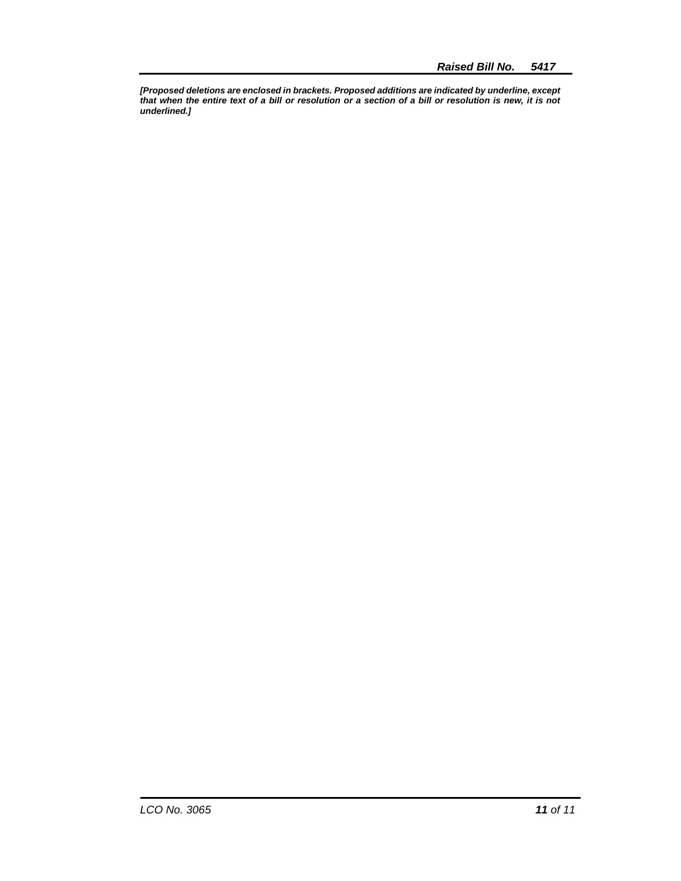*[Proposed deletions are enclosed in brackets. Proposed additions are indicated by underline, except that when the entire text of a bill or resolution or a section of a bill or resolution is new, it is not underlined.]*